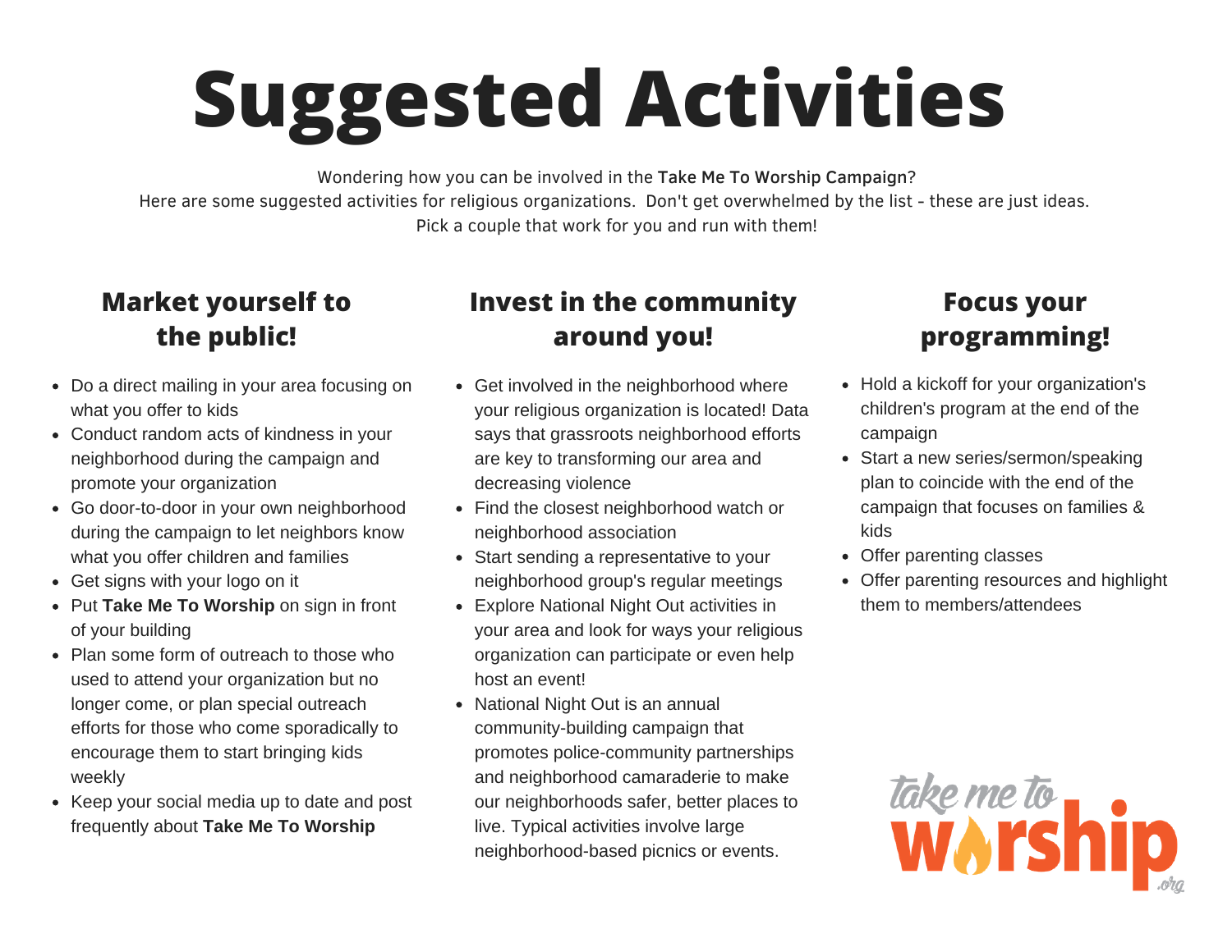# Suggested Activities

Wondering how you can be involved in the **Take Me To Worship Campaign**?
Here are some suggested activities for religious organizations. Don't get overwhelmed by the list - these are just ideas.
Pick a couple that work for you and run with them!

## Market yourself to the public!

- Do a direct mailing in your area focusing on what you offer to kids
- Conduct random acts of kindness in your neighborhood during the campaign and promote your organization
- Go door-to-door in your own neighborhood during the campaign to let neighbors know what you offer children and families
- Get signs with your logo on it
- Put **Take Me To Worship** on sign in front of your building
- Plan some form of outreach to those who used to attend your organization but no longer come, or plan special outreach efforts for those who come sporadically to encourage them to start bringing kids weekly
- Keep your social media up to date and post frequently about **Take Me To Worship**

## Invest in the community around you!

- Get involved in the neighborhood where your religious organization is located! Data says that grassroots neighborhood efforts are key to transforming our area and decreasing violence
- Find the closest neighborhood watch or neighborhood association
- Start sending a representative to your neighborhood group's regular meetings
- Explore National Night Out activities in your area and look for ways your religious organization can participate or even help host an event!
- National Night Out is an annual community-building campaign that promotes police-community partnerships and neighborhood camaraderie to make our neighborhoods safer, better places to live. Typical activities involve large neighborhood-based picnics or events.

## Focus your programming!

- Hold a kickoff for your organization's children's program at the end of the campaign
- Start a new series/sermon/speaking plan to coincide with the end of the campaign that focuses on families & kids
- Offer parenting classes
- Offer parenting resources and highlight them to members/attendees

take me to worship .org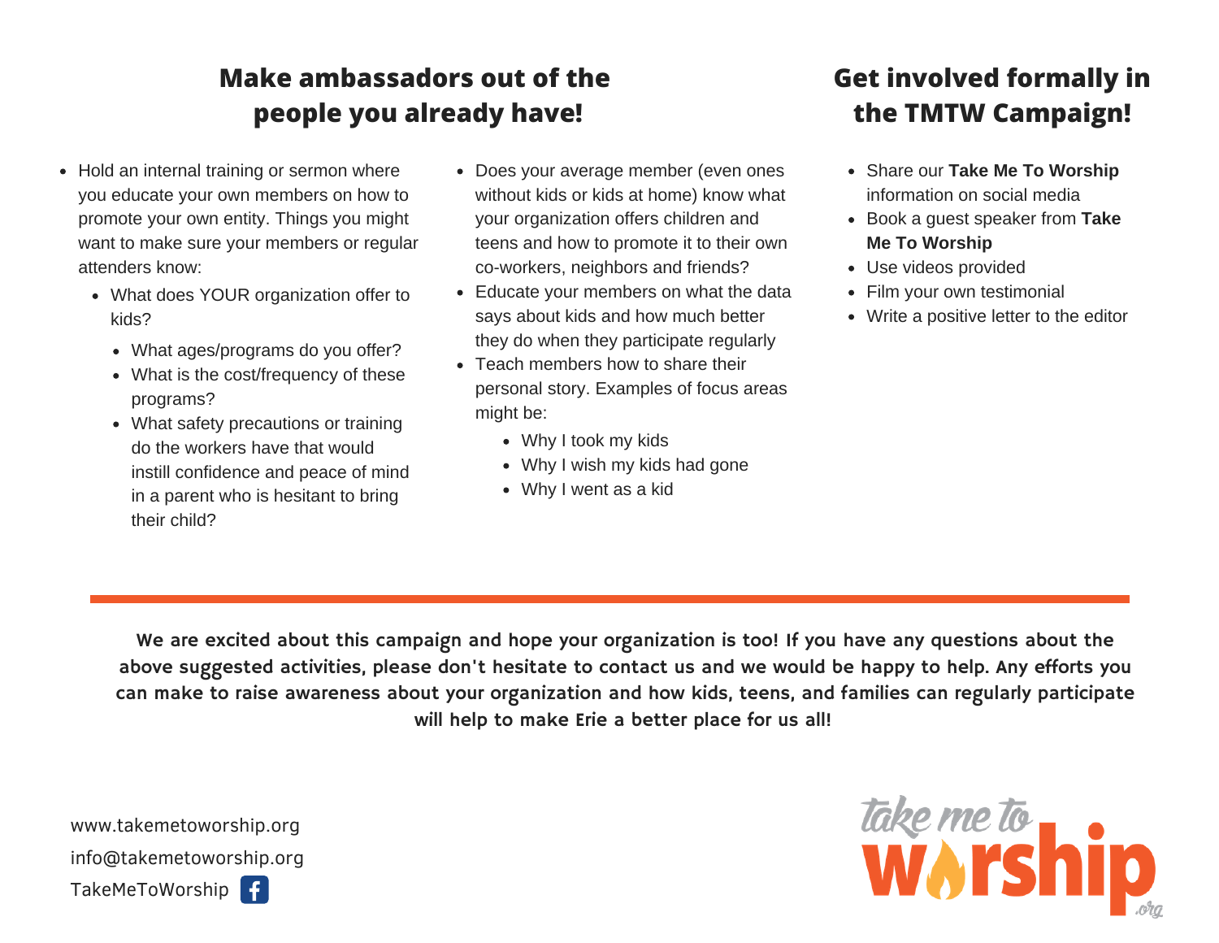## Make ambassadors out of the people you already have!

- Hold an internal training or sermon where you educate your own members on how to promote your own entity. Things you might want to make sure your members or regular attenders know:
  - What does YOUR organization offer to kids?
    - What ages/programs do you offer?
    - What is the cost/frequency of these programs?
    - What safety precautions or training do the workers have that would instill confidence and peace of mind in a parent who is hesitant to bring their child?
- Does your average member (even ones without kids or kids at home) know what your organization offers children and teens and how to promote it to their own co-workers, neighbors and friends?
- Educate your members on what the data says about kids and how much better they do when they participate regularly
- Teach members how to share their personal story. Examples of focus areas might be:
  - Why I took my kids
  - Why I wish my kids had gone
  - Why I went as a kid

## Get involved formally in the TMTW Campaign!

- Share our **Take Me To Worship** information on social media
- Book a guest speaker from **Take Me To Worship**
- Use videos provided
- Film your own testimonial
- Write a positive letter to the editor

---

**We are excited about this campaign and hope your organization is too! If you have any questions about the above suggested activities, please don't hesitate to contact us and we would be happy to help. Any efforts you can make to raise awareness about your organization and how kids, teens, and families can regularly participate will help to make Erie a better place for us all!**

www.takemetoworship.org
info@takemetoworship.org
TakeMeToWorship

take me to worship .org